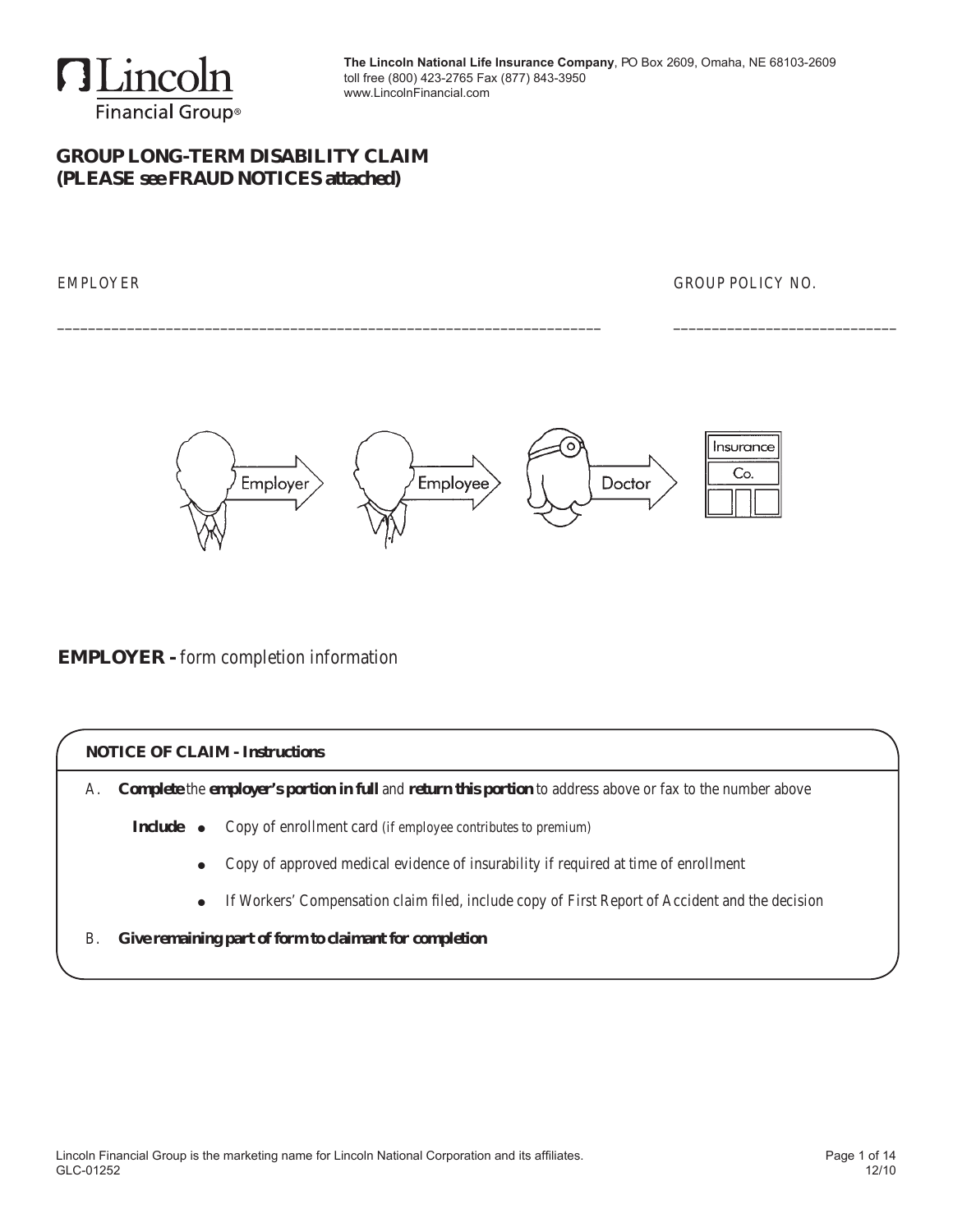**The Lincoln National Life Insurance Company**, PO Box 2609, Omaha, NE 68103-2609
toll free (800) 423-2765 Fax (877) 843-3950
www.LincolnFinancial.com

# GROUP LONG-TERM DISABILITY CLAIM
# (PLEASE see FRAUD NOTICES attached)

EMPLOYER ______________________________________________ GROUP POLICY NO. ______________________

Employer → Employee → Doctor → Insurance Co.

## EMPLOYER - form completion information

**NOTICE OF CLAIM - Instructions**

A. **Complete** the **employer's portion in full** and **return this portion** to address above or fax to the number above

**Include**
- Copy of enrollment card (if employee contributes to premium)
- Copy of approved medical evidence of insurability if required at time of enrollment
- If Workers' Compensation claim filed, include copy of First Report of Accident and the decision

B. **Give remaining part of form to claimant for completion**

Lincoln Financial Group is the marketing name for Lincoln National Corporation and its affiliates.
GLC-01252 12/10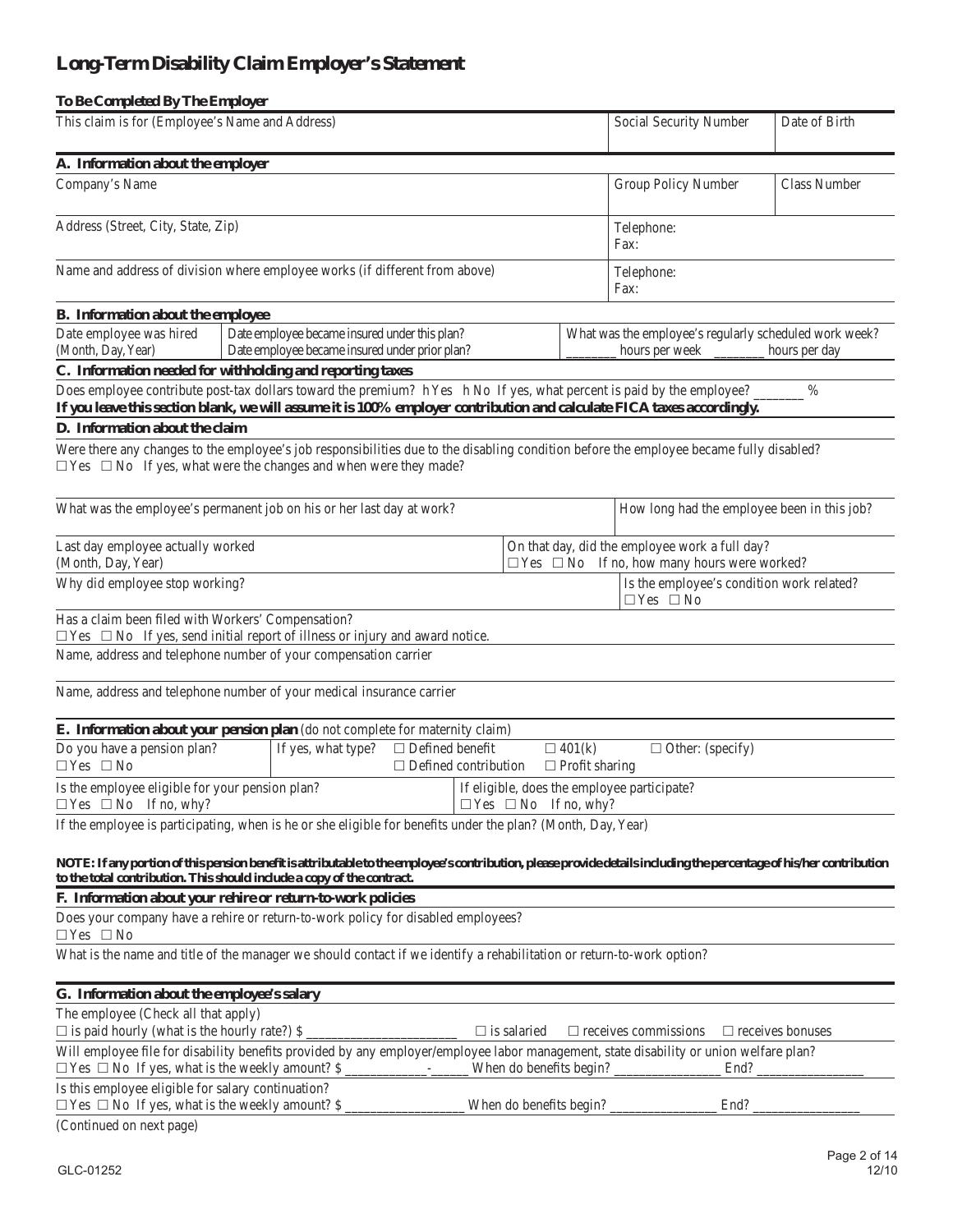# Long-Term Disability Claim Employer's Statement

**To Be Completed By The Employer**

| This claim is for (Employee's Name and Address) | Social Security Number | Date of Birth |
|---|---|---|
| | | |

## A. Information about the employer

| Company's Name | Group Policy Number | Class Number |
|---|---|---|
| Address (Street, City, State, Zip) | Telephone:<br>Fax: | |
| Name and address of division where employee works (if different from above) | Telephone:<br>Fax: | |

## B. Information about the employee

| Date employee was hired (Month, Day, Year) | Date employee became insured under this plan?<br>Date employee became insured under prior plan? | What was the employee's regularly scheduled work week?<br>_______ hours per week _______ hours per day |
|---|---|---|

## C. Information needed for withholding and reporting taxes

Does employee contribute post-tax dollars toward the premium? ☐ Yes ☐ No If yes, what percent is paid by the employee? _______ %

**If you leave this section blank, we will assume it is 100% employer contribution and calculate FICA taxes accordingly.**

## D. Information about the claim

Were there any changes to the employee's job responsibilities due to the disabling condition before the employee became fully disabled?
☐ Yes ☐ No If yes, what were the changes and when were they made?

| What was the employee's permanent job on his or her last day at work? | How long had the employee been in this job? |
|---|---|

| Last day employee actually worked (Month, Day, Year) | On that day, did the employee work a full day?<br>☐ Yes ☐ No If no, how many hours were worked? |
|---|---|
| Why did employee stop working? | Is the employee's condition work related?<br>☐ Yes ☐ No |

Has a claim been filed with Workers' Compensation?
☐ Yes ☐ No If yes, send initial report of illness or injury and award notice.

Name, address and telephone number of your compensation carrier

Name, address and telephone number of your medical insurance carrier

## E. Information about your pension plan (do not complete for maternity claim)

| Do you have a pension plan?<br>☐ Yes ☐ No | If yes, what type? ☐ Defined benefit ☐ Defined contribution ☐ 401(k) ☐ Profit sharing ☐ Other: (specify) |
|---|---|
| Is the employee eligible for your pension plan?<br>☐ Yes ☐ No If no, why? | If eligible, does the employee participate?<br>☐ Yes ☐ No If no, why? |

If the employee is participating, when is he or she eligible for benefits under the plan? (Month, Day, Year)

**NOTE: If any portion of this pension benefit is attributable to the employee's contribution, please provide details including the percentage of his/her contribution to the total contribution. This should include a copy of the contract.**

## F. Information about your rehire or return-to-work policies

Does your company have a rehire or return-to-work policy for disabled employees?
☐ Yes ☐ No

What is the name and title of the manager we should contact if we identify a rehabilitation or return-to-work option?

## G. Information about the employee's salary

The employee (Check all that apply)
☐ is paid hourly (what is the hourly rate?) $ ____________________ ☐ is salaried ☐ receives commissions ☐ receives bonuses

Will employee file for disability benefits provided by any employer/employee labor management, state disability or union welfare plan?
☐ Yes ☐ No If yes, what is the weekly amount? $ ____________-______ When do benefits begin? ______________ End? ______________

Is this employee eligible for salary continuation?
☐ Yes ☐ No If yes, what is the weekly amount? $ ________________ When do benefits begin? ______________ End? ______________

(Continued on next page)

GLC-01252 12/10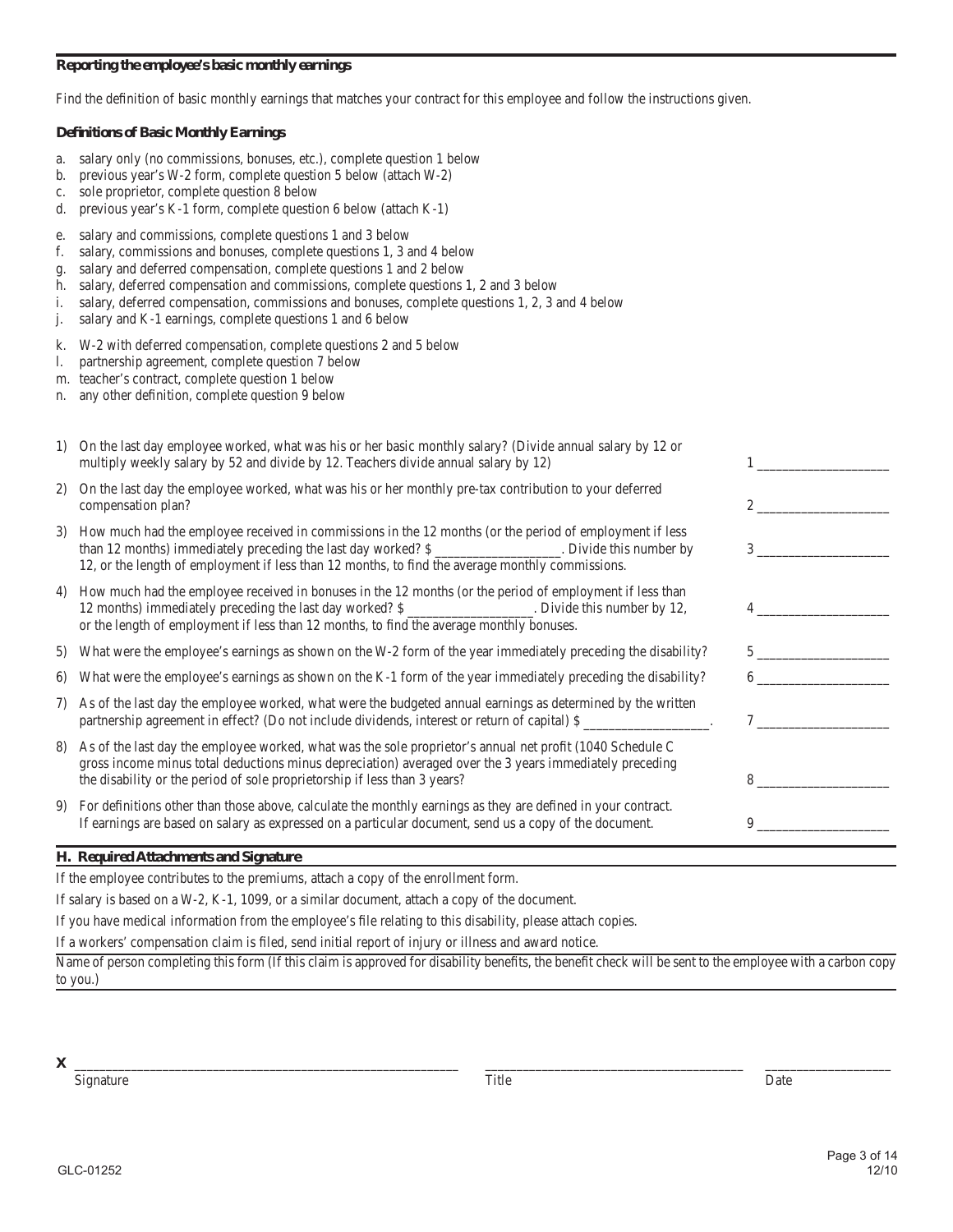**Reporting the employee's basic monthly earnings**

Find the definition of basic monthly earnings that matches your contract for this employee and follow the instructions given.

**Definitions of Basic Monthly Earnings**

a. salary only (no commissions, bonuses, etc.), complete question 1 below
b. previous year's W-2 form, complete question 5 below (attach W-2)
c. sole proprietor, complete question 8 below
d. previous year's K-1 form, complete question 6 below (attach K-1)

e. salary and commissions, complete questions 1 and 3 below
f. salary, commissions and bonuses, complete questions 1, 3 and 4 below
g. salary and deferred compensation, complete questions 1 and 2 below
h. salary, deferred compensation and commissions, complete questions 1, 2 and 3 below
i. salary, deferred compensation, commissions and bonuses, complete questions 1, 2, 3 and 4 below
j. salary and K-1 earnings, complete questions 1 and 6 below

k. W-2 with deferred compensation, complete questions 2 and 5 below
l. partnership agreement, complete question 7 below
m. teacher's contract, complete question 1 below
n. any other definition, complete question 9 below

1) On the last day employee worked, what was his or her basic monthly salary? (Divide annual salary by 12 or multiply weekly salary by 52 and divide by 12. Teachers divide annual salary by 12) 1 ____________________

2) On the last day the employee worked, what was his or her monthly pre-tax contribution to your deferred compensation plan? 2 ____________________

3) How much had the employee received in commissions in the 12 months (or the period of employment if less than 12 months) immediately preceding the last day worked? $ ____________________. Divide this number by 12, or the length of employment if less than 12 months, to find the average monthly commissions. 3 ____________________

4) How much had the employee received in bonuses in the 12 months (or the period of employment if less than 12 months) immediately preceding the last day worked? $ ____________________. Divide this number by 12, or the length of employment if less than 12 months, to find the average monthly bonuses. 4 ____________________

5) What were the employee's earnings as shown on the W-2 form of the year immediately preceding the disability? 5 ____________________

6) What were the employee's earnings as shown on the K-1 form of the year immediately preceding the disability? 6 ____________________

7) As of the last day the employee worked, what were the budgeted annual earnings as determined by the written partnership agreement in effect? (Do not include dividends, interest or return of capital) $ ____________________. 7 ____________________

8) As of the last day the employee worked, what was the sole proprietor's annual net profit (1040 Schedule C gross income minus total deductions minus depreciation) averaged over the 3 years immediately preceding the disability or the period of sole proprietorship if less than 3 years? 8 ____________________

9) For definitions other than those above, calculate the monthly earnings as they are defined in your contract. If earnings are based on salary as expressed on a particular document, send us a copy of the document. 9 ____________________

## H. Required Attachments and Signature

If the employee contributes to the premiums, attach a copy of the enrollment form.

If salary is based on a W-2, K-1, 1099, or a similar document, attach a copy of the document.

If you have medical information from the employee's file relating to this disability, please attach copies.

If a workers' compensation claim is filed, send initial report of injury or illness and award notice.

Name of person completing this form (If this claim is approved for disability benefits, the benefit check will be sent to the employee with a carbon copy to you.)

**X** ____________________________________________ ________________________________ ____________________

Signature Title Date

GLC-01252 12/10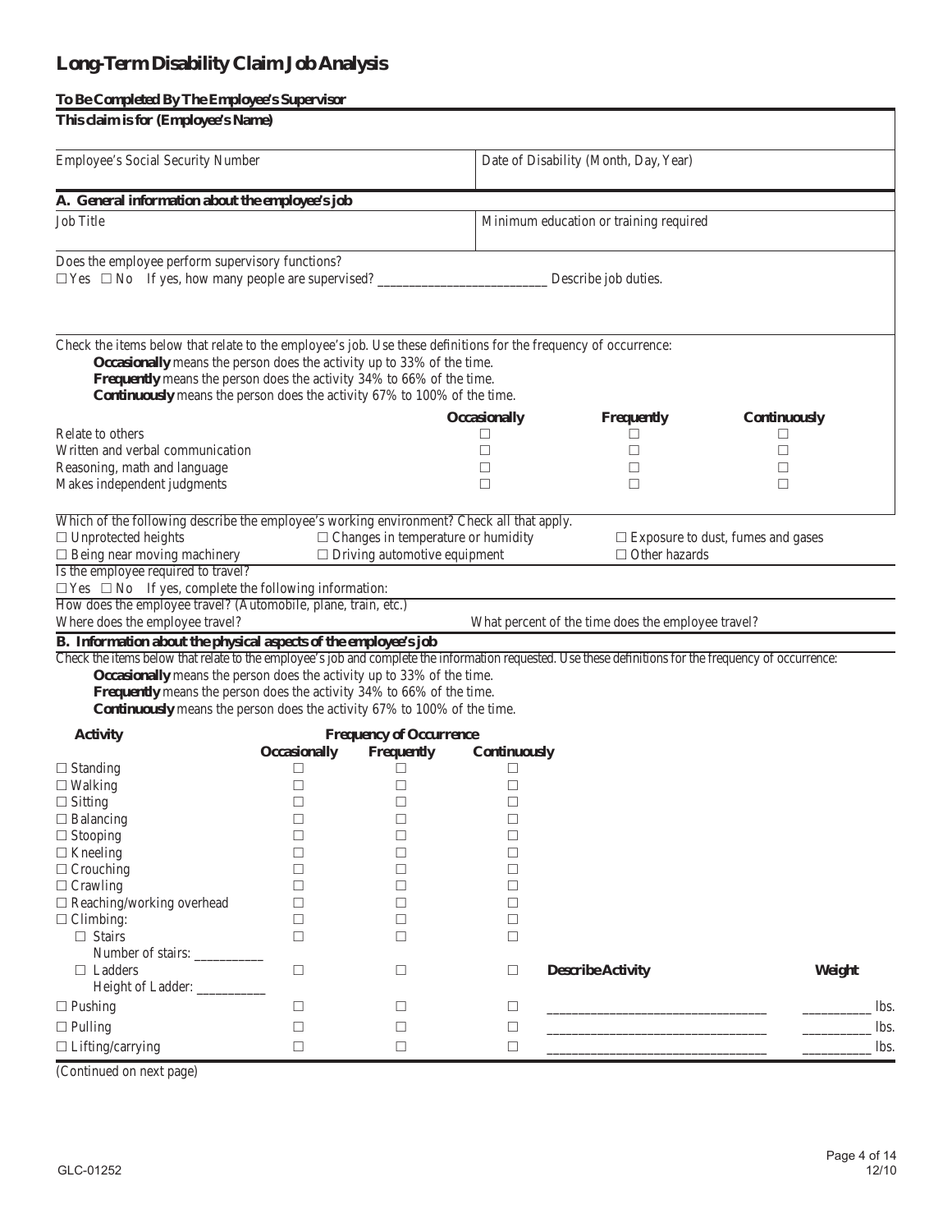# Long-Term Disability Claim Job Analysis

**To Be Completed By The Employee's Supervisor**

**This claim is for (Employee's Name)**

| Employee's Social Security Number | Date of Disability (Month, Day, Year) |
|---|---|
| | |

## A. General information about the employee's job

| Job Title | Minimum education or training required |
|---|---|
| | |

Does the employee perform supervisory functions?
☐ Yes ☐ No If yes, how many people are supervised? _________________________ Describe job duties.

Check the items below that relate to the employee's job. Use these definitions for the frequency of occurrence:

- **Occasionally** means the person does the activity up to 33% of the time.
- **Frequently** means the person does the activity 34% to 66% of the time.
- **Continuously** means the person does the activity 67% to 100% of the time.

| | Occasionally | Frequently | Continuously |
|---|---|---|---|
| Relate to others | ☐ | ☐ | ☐ |
| Written and verbal communication | ☐ | ☐ | ☐ |
| Reasoning, math and language | ☐ | ☐ | ☐ |
| Makes independent judgments | ☐ | ☐ | ☐ |

Which of the following describe the employee's working environment? Check all that apply.

☐ Unprotected heights ☐ Changes in temperature or humidity ☐ Exposure to dust, fumes and gases
☐ Being near moving machinery ☐ Driving automotive equipment ☐ Other hazards

Is the employee required to travel?
☐ Yes ☐ No If yes, complete the following information:

How does the employee travel? (Automobile, plane, train, etc.)

Where does the employee travel? What percent of the time does the employee travel?

## B. Information about the physical aspects of the employee's job

Check the items below that relate to the employee's job and complete the information requested. Use these definitions for the frequency of occurrence:

- **Occasionally** means the person does the activity up to 33% of the time.
- **Frequently** means the person does the activity 34% to 66% of the time.
- **Continuously** means the person does the activity 67% to 100% of the time.

| Activity | Frequency of Occurrence | | | | |
|---|---|---|---|---|---|
| | Occasionally | Frequently | Continuously | | |
| ☐ Standing | ☐ | ☐ | ☐ | | |
| ☐ Walking | ☐ | ☐ | ☐ | | |
| ☐ Sitting | ☐ | ☐ | ☐ | | |
| ☐ Balancing | ☐ | ☐ | ☐ | | |
| ☐ Stooping | ☐ | ☐ | ☐ | | |
| ☐ Kneeling | ☐ | ☐ | ☐ | | |
| ☐ Crouching | ☐ | ☐ | ☐ | | |
| ☐ Crawling | ☐ | ☐ | ☐ | | |
| ☐ Reaching/working overhead | ☐ | ☐ | ☐ | | |
| ☐ Climbing: | ☐ | ☐ | ☐ | | |
| ☐ Stairs<br>Number of stairs: __________ | ☐ | ☐ | ☐ | | |
| ☐ Ladders<br>Height of Ladder: __________ | ☐ | ☐ | ☐ | **Describe Activity** | **Weight** |
| ☐ Pushing | ☐ | ☐ | ☐ | ________________________________ | __________ lbs. |
| ☐ Pulling | ☐ | ☐ | ☐ | ________________________________ | __________ lbs. |
| ☐ Lifting/carrying | ☐ | ☐ | ☐ | ________________________________ | __________ lbs. |

(Continued on next page)

GLC-01252 12/10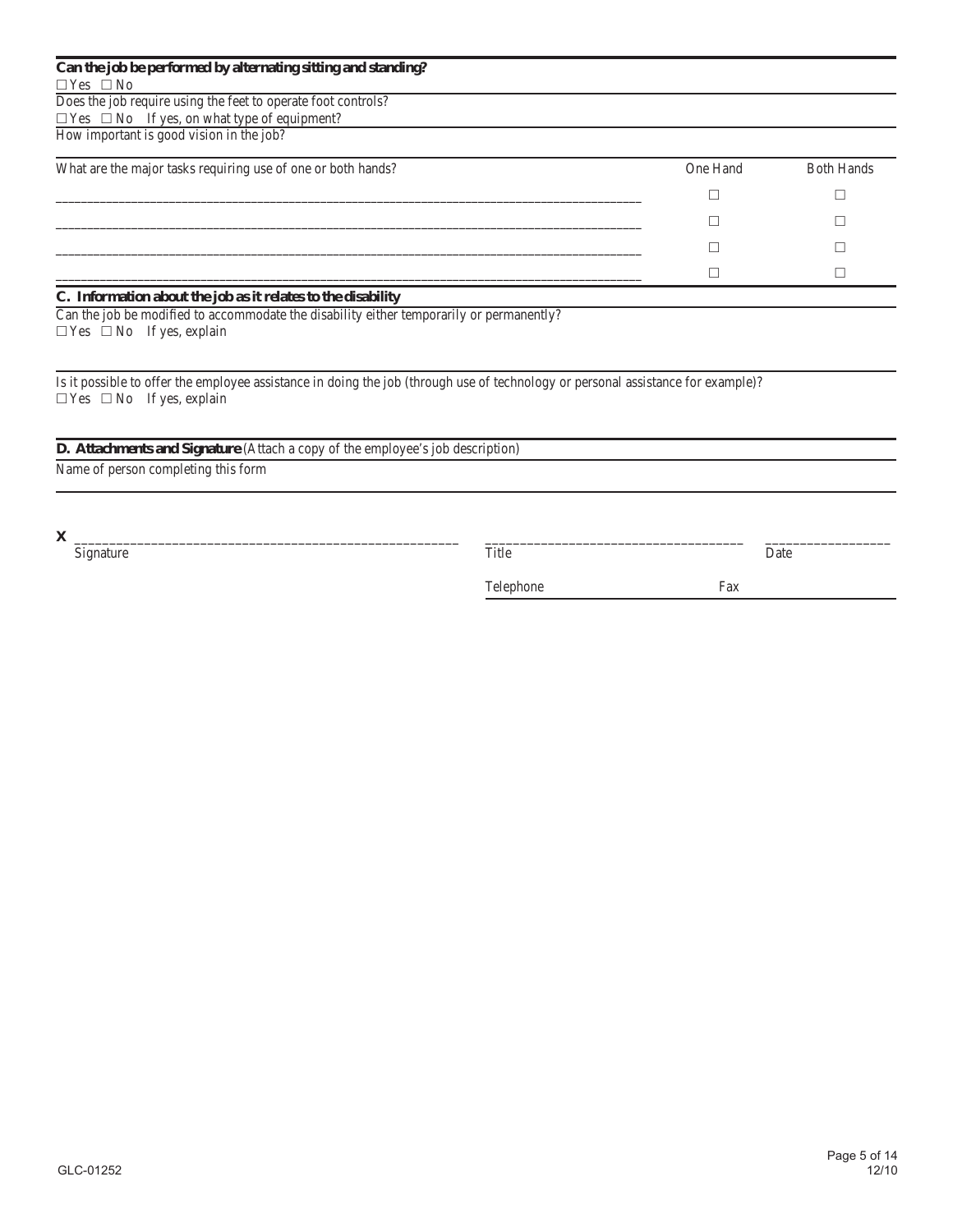**Can the job be performed by alternating sitting and standing?**

☐ Yes ☐ No

Does the job require using the feet to operate foot controls?

☐ Yes ☐ No If yes, on what type of equipment?

How important is good vision in the job?

| What are the major tasks requiring use of one or both hands? | One Hand | Both Hands |
|---|---|---|
| ______________________________ | ☐ | ☐ |
| ______________________________ | ☐ | ☐ |
| ______________________________ | ☐ | ☐ |
| ______________________________ | ☐ | ☐ |

## C. Information about the job as it relates to the disability

Can the job be modified to accommodate the disability either temporarily or permanently?

☐ Yes ☐ No If yes, explain

Is it possible to offer the employee assistance in doing the job (through use of technology or personal assistance for example)?

☐ Yes ☐ No If yes, explain

## D. Attachments and Signature (Attach a copy of the employee's job description)

Name of person completing this form

X ______________________________ ______________________________ ______________

Signature Title Date

Telephone Fax

GLC-01252

12/10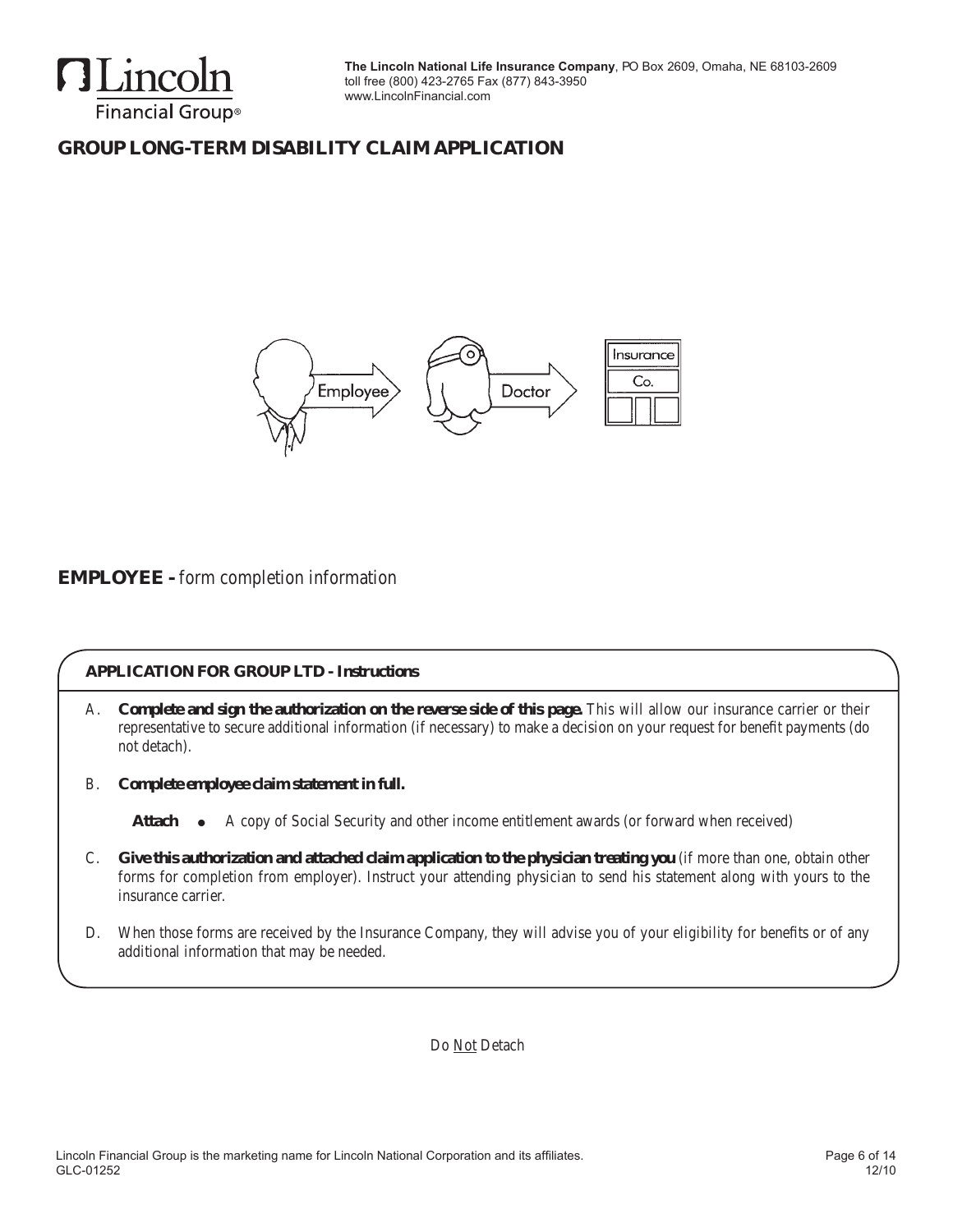**The Lincoln National Life Insurance Company**, PO Box 2609, Omaha, NE 68103-2609
toll free (800) 423-2765 Fax (877) 843-3950
www.LincolnFinancial.com

# GROUP LONG-TERM DISABILITY CLAIM APPLICATION

Employee → Doctor → Insurance Co.

## EMPLOYEE - form completion information

**APPLICATION FOR GROUP LTD - Instructions**

A. **Complete and sign the authorization on the reverse side of this page.** This will allow our insurance carrier or their representative to secure additional information (if necessary) to make a decision on your request for benefit payments (do not detach).

B. **Complete employee claim statement in full.**

**Attach** • A copy of Social Security and other income entitlement awards (or forward when received)

C. **Give this authorization and attached claim application to the physician treating you** (if more than one, obtain other forms for completion from employer). Instruct your attending physician to send his statement along with yours to the insurance carrier.

D. When those forms are received by the Insurance Company, they will advise you of your eligibility for benefits or of any additional information that may be needed.

Do Not Detach

Lincoln Financial Group is the marketing name for Lincoln National Corporation and its affiliates.
GLC-01252 12/10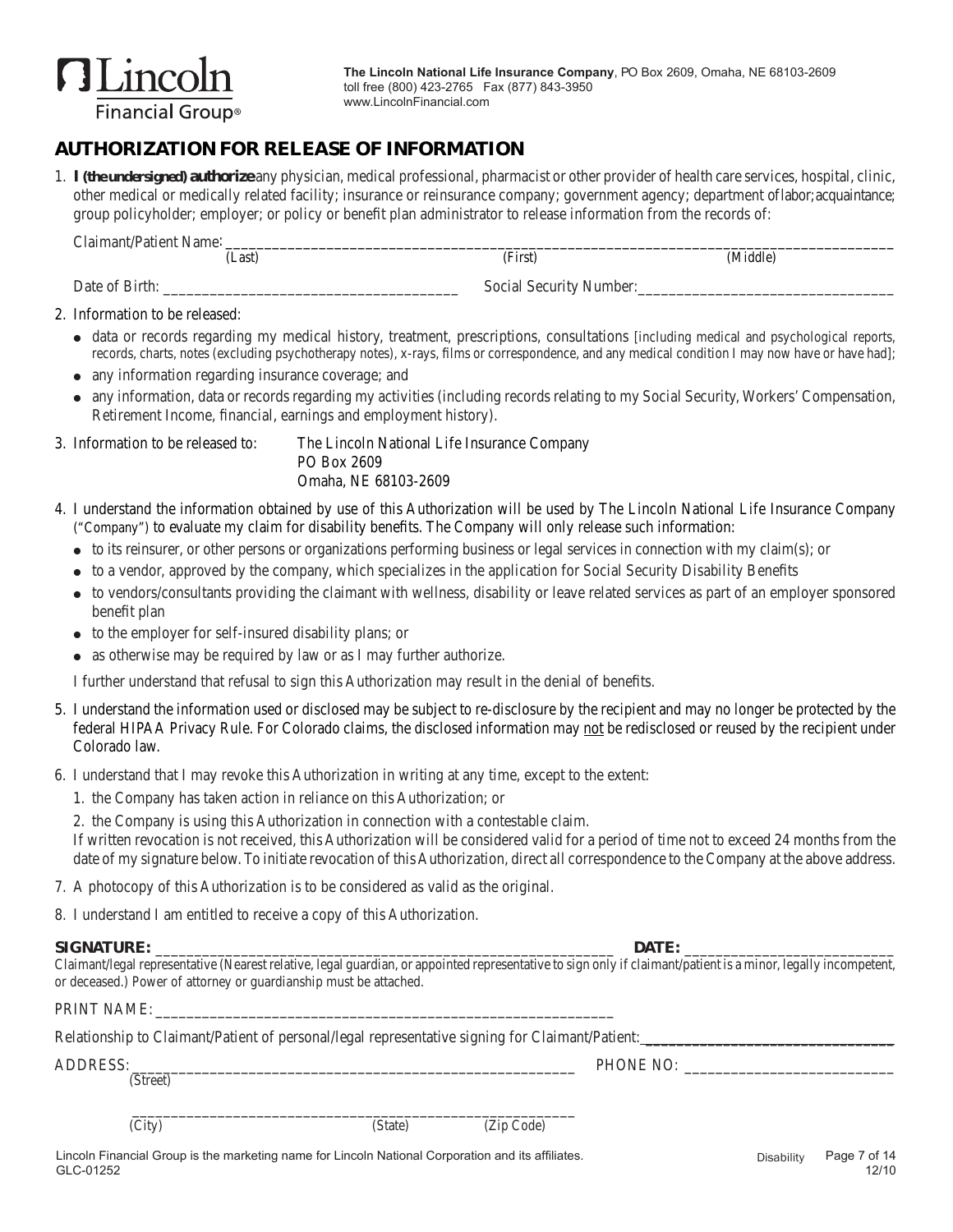**The Lincoln National Life Insurance Company**, PO Box 2609, Omaha, NE 68103-2609
toll free (800) 423-2765 Fax (877) 843-3950
www.LincolnFinancial.com

## AUTHORIZATION FOR RELEASE OF INFORMATION

1. **I (the undersigned) authorize** any physician, medical professional, pharmacist or other provider of health care services, hospital, clinic, other medical or medically related facility; insurance or reinsurance company; government agency; department of labor; acquaintance; group policyholder; employer; or policy or benefit plan administrator to release information from the records of:

   Claimant/Patient Name: ____________________________________________
   (Last) (First) (Middle)

   Date of Birth: ______________________ Social Security Number: ______________________

2. Information to be released:
   - data or records regarding my medical history, treatment, prescriptions, consultations [including medical and psychological reports, records, charts, notes (excluding psychotherapy notes), x-rays, films or correspondence, and any medical condition I may now have or have had];
   - any information regarding insurance coverage; and
   - any information, data or records regarding my activities (including records relating to my Social Security, Workers' Compensation, Retirement Income, financial, earnings and employment history).

3. Information to be released to: The Lincoln National Life Insurance Company
   PO Box 2609
   Omaha, NE 68103-2609

4. I understand the information obtained by use of this Authorization will be used by The Lincoln National Life Insurance Company ("Company") to evaluate my claim for disability benefits. The Company will only release such information:
   - to its reinsurer, or other persons or organizations performing business or legal services in connection with my claim(s); or
   - to a vendor, approved by the company, which specializes in the application for Social Security Disability Benefits
   - to vendors/consultants providing the claimant with wellness, disability or leave related services as part of an employer sponsored benefit plan
   - to the employer for self-insured disability plans; or
   - as otherwise may be required by law or as I may further authorize.

   I further understand that refusal to sign this Authorization may result in the denial of benefits.

5. I understand the information used or disclosed may be subject to re-disclosure by the recipient and may no longer be protected by the federal HIPAA Privacy Rule. For Colorado claims, the disclosed information may not be redisclosed or reused by the recipient under Colorado law.

6. I understand that I may revoke this Authorization in writing at any time, except to the extent:
   1. the Company has taken action in reliance on this Authorization; or
   2. the Company is using this Authorization in connection with a contestable claim.

   If written revocation is not received, this Authorization will be considered valid for a period of time not to exceed 24 months from the date of my signature below. To initiate revocation of this Authorization, direct all correspondence to the Company at the above address.

7. A photocopy of this Authorization is to be considered as valid as the original.

8. I understand I am entitled to receive a copy of this Authorization.

**SIGNATURE:** ____________________________________________ **DATE:** ______________________

Claimant/legal representative (Nearest relative, legal guardian, or appointed representative to sign only if claimant/patient is a minor, legally incompetent, or deceased.) Power of attorney or guardianship must be attached.

PRINT NAME: ____________________________________________

Relationship to Claimant/Patient of personal/legal representative signing for Claimant/Patient: ______________________

ADDRESS: ____________________________________________ PHONE NO: ______________________
(Street)

____________________________________________
(City) (State) (Zip Code)

Lincoln Financial Group is the marketing name for Lincoln National Corporation and its affiliates.
GLC-01252 Disability 12/10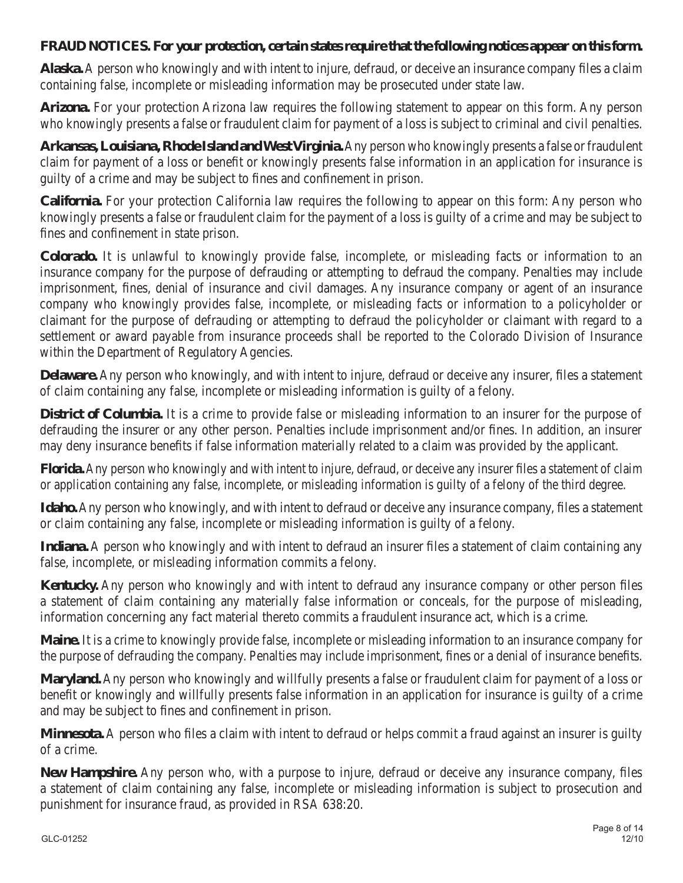**FRAUD NOTICES. For your protection, certain states require that the following notices appear on this form.**

**Alaska.** A person who knowingly and with intent to injure, defraud, or deceive an insurance company files a claim containing false, incomplete or misleading information may be prosecuted under state law.

**Arizona.** For your protection Arizona law requires the following statement to appear on this form. Any person who knowingly presents a false or fraudulent claim for payment of a loss is subject to criminal and civil penalties.

**Arkansas, Louisiana, Rhode Island and West Virginia.** Any person who knowingly presents a false or fraudulent claim for payment of a loss or benefit or knowingly presents false information in an application for insurance is guilty of a crime and may be subject to fines and confinement in prison.

**California.** For your protection California law requires the following to appear on this form: Any person who knowingly presents a false or fraudulent claim for the payment of a loss is guilty of a crime and may be subject to fines and confinement in state prison.

**Colorado.** It is unlawful to knowingly provide false, incomplete, or misleading facts or information to an insurance company for the purpose of defrauding or attempting to defraud the company. Penalties may include imprisonment, fines, denial of insurance and civil damages. Any insurance company or agent of an insurance company who knowingly provides false, incomplete, or misleading facts or information to a policyholder or claimant for the purpose of defrauding or attempting to defraud the policyholder or claimant with regard to a settlement or award payable from insurance proceeds shall be reported to the Colorado Division of Insurance within the Department of Regulatory Agencies.

**Delaware.** Any person who knowingly, and with intent to injure, defraud or deceive any insurer, files a statement of claim containing any false, incomplete or misleading information is guilty of a felony.

**District of Columbia.** It is a crime to provide false or misleading information to an insurer for the purpose of defrauding the insurer or any other person. Penalties include imprisonment and/or fines. In addition, an insurer may deny insurance benefits if false information materially related to a claim was provided by the applicant.

**Florida.** Any person who knowingly and with intent to injure, defraud, or deceive any insurer files a statement of claim or application containing any false, incomplete, or misleading information is guilty of a felony of the third degree.

**Idaho.** Any person who knowingly, and with intent to defraud or deceive any insurance company, files a statement or claim containing any false, incomplete or misleading information is guilty of a felony.

**Indiana.** A person who knowingly and with intent to defraud an insurer files a statement of claim containing any false, incomplete, or misleading information commits a felony.

**Kentucky.** Any person who knowingly and with intent to defraud any insurance company or other person files a statement of claim containing any materially false information or conceals, for the purpose of misleading, information concerning any fact material thereto commits a fraudulent insurance act, which is a crime.

**Maine.** It is a crime to knowingly provide false, incomplete or misleading information to an insurance company for the purpose of defrauding the company. Penalties may include imprisonment, fines or a denial of insurance benefits.

**Maryland.** Any person who knowingly and willfully presents a false or fraudulent claim for payment of a loss or benefit or knowingly and willfully presents false information in an application for insurance is guilty of a crime and may be subject to fines and confinement in prison.

**Minnesota.** A person who files a claim with intent to defraud or helps commit a fraud against an insurer is guilty of a crime.

**New Hampshire.** Any person who, with a purpose to injure, defraud or deceive any insurance company, files a statement of claim containing any false, incomplete or misleading information is subject to prosecution and punishment for insurance fraud, as provided in RSA 638:20.

GLC-01252 12/10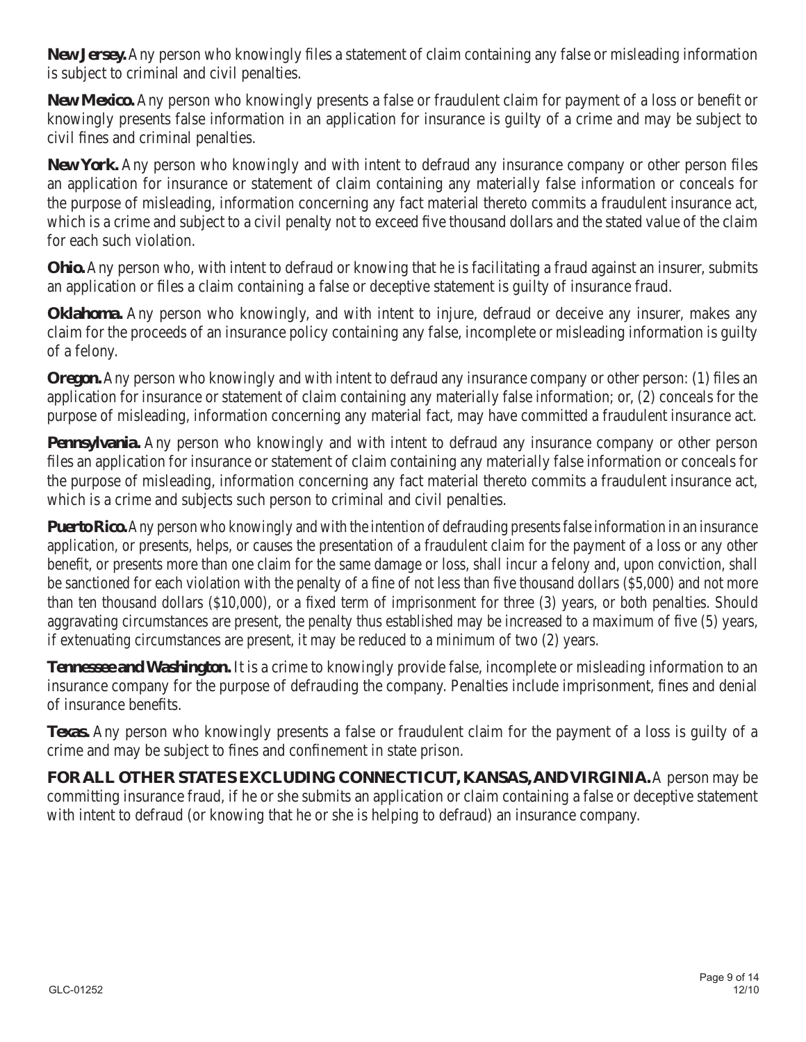**New Jersey.** Any person who knowingly files a statement of claim containing any false or misleading information is subject to criminal and civil penalties.

**New Mexico.** Any person who knowingly presents a false or fraudulent claim for payment of a loss or benefit or knowingly presents false information in an application for insurance is guilty of a crime and may be subject to civil fines and criminal penalties.

**New York.** Any person who knowingly and with intent to defraud any insurance company or other person files an application for insurance or statement of claim containing any materially false information or conceals for the purpose of misleading, information concerning any fact material thereto commits a fraudulent insurance act, which is a crime and subject to a civil penalty not to exceed five thousand dollars and the stated value of the claim for each such violation.

**Ohio.** Any person who, with intent to defraud or knowing that he is facilitating a fraud against an insurer, submits an application or files a claim containing a false or deceptive statement is guilty of insurance fraud.

**Oklahoma.** Any person who knowingly, and with intent to injure, defraud or deceive any insurer, makes any claim for the proceeds of an insurance policy containing any false, incomplete or misleading information is guilty of a felony.

**Oregon.** Any person who knowingly and with intent to defraud any insurance company or other person: (1) files an application for insurance or statement of claim containing any materially false information; or, (2) conceals for the purpose of misleading, information concerning any material fact, may have committed a fraudulent insurance act.

**Pennsylvania.** Any person who knowingly and with intent to defraud any insurance company or other person files an application for insurance or statement of claim containing any materially false information or conceals for the purpose of misleading, information concerning any fact material thereto commits a fraudulent insurance act, which is a crime and subjects such person to criminal and civil penalties.

**Puerto Rico.** Any person who knowingly and with the intention of defrauding presents false information in an insurance application, or presents, helps, or causes the presentation of a fraudulent claim for the payment of a loss or any other benefit, or presents more than one claim for the same damage or loss, shall incur a felony and, upon conviction, shall be sanctioned for each violation with the penalty of a fine of not less than five thousand dollars ($5,000) and not more than ten thousand dollars ($10,000), or a fixed term of imprisonment for three (3) years, or both penalties. Should aggravating circumstances are present, the penalty thus established may be increased to a maximum of five (5) years, if extenuating circumstances are present, it may be reduced to a minimum of two (2) years.

**Tennessee and Washington.** It is a crime to knowingly provide false, incomplete or misleading information to an insurance company for the purpose of defrauding the company. Penalties include imprisonment, fines and denial of insurance benefits.

**Texas.** Any person who knowingly presents a false or fraudulent claim for the payment of a loss is guilty of a crime and may be subject to fines and confinement in state prison.

**FOR ALL OTHER STATES EXCLUDING CONNECTICUT, KANSAS, AND VIRGINIA.** A person may be committing insurance fraud, if he or she submits an application or claim containing a false or deceptive statement with intent to defraud (or knowing that he or she is helping to defraud) an insurance company.

GLC-01252 12/10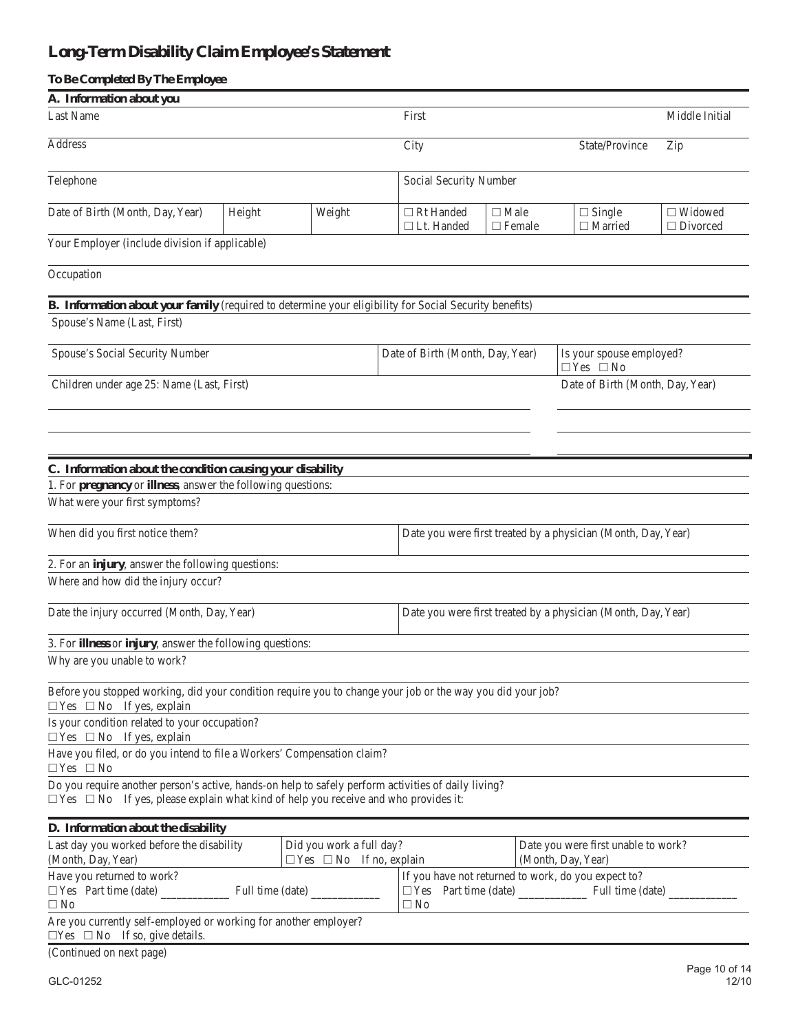# Long-Term Disability Claim Employee's Statement

**To Be Completed By The Employee**

## A. Information about you

| Last Name | | | First | | | Middle Initial |
|---|---|---|---|---|---|---|
| Address | | | City | | State/Province | Zip |
| Telephone | | | Social Security Number | | | |
| Date of Birth (Month, Day, Year) | Height | Weight | ☐ Rt Handed ☐ Lt. Handed | ☐ Male ☐ Female | ☐ Single ☐ Married | ☐ Widowed ☐ Divorced |

Your Employer (include division if applicable)

Occupation

## B. Information about your family (required to determine your eligibility for Social Security benefits)

Spouse's Name (Last, First)

| Spouse's Social Security Number | Date of Birth (Month, Day, Year) | Is your spouse employed? ☐ Yes ☐ No |
|---|---|---|

| Children under age 25: Name (Last, First) | Date of Birth (Month, Day, Year) |
|---|---|
| | |
| | |
| | |

## C. Information about the condition causing your disability

1. For **pregnancy** or **illness**, answer the following questions:

What were your first symptoms?

| When did you first notice them? | Date you were first treated by a physician (Month, Day, Year) |
|---|---|

2. For an **injury**, answer the following questions:

Where and how did the injury occur?

| Date the injury occurred (Month, Day, Year) | Date you were first treated by a physician (Month, Day, Year) |
|---|---|

3. For **illness** or **injury**, answer the following questions:

Why are you unable to work?

Before you stopped working, did your condition require you to change your job or the way you did your job?
☐ Yes ☐ No If yes, explain

Is your condition related to your occupation?
☐ Yes ☐ No If yes, explain

Have you filed, or do you intend to file a Workers' Compensation claim?
☐ Yes ☐ No

Do you require another person's active, hands-on help to safely perform activities of daily living?
☐ Yes ☐ No If yes, please explain what kind of help you receive and who provides it:

## D. Information about the disability

| Last day you worked before the disability (Month, Day, Year) | Did you work a full day? ☐ Yes ☐ No If no, explain | Date you were first unable to work? (Month, Day, Year) |
|---|---|---|

| Have you returned to work? | If you have not returned to work, do you expect to? |
|---|---|
| ☐ Yes Part time (date) ____________ Full time (date) ____________ | ☐ Yes Part time (date) ____________ Full time (date) ____________ |
| ☐ No | ☐ No |

Are you currently self-employed or working for another employer?
☐Yes ☐ No If so, give details.

(Continued on next page)

GLC-01252 12/10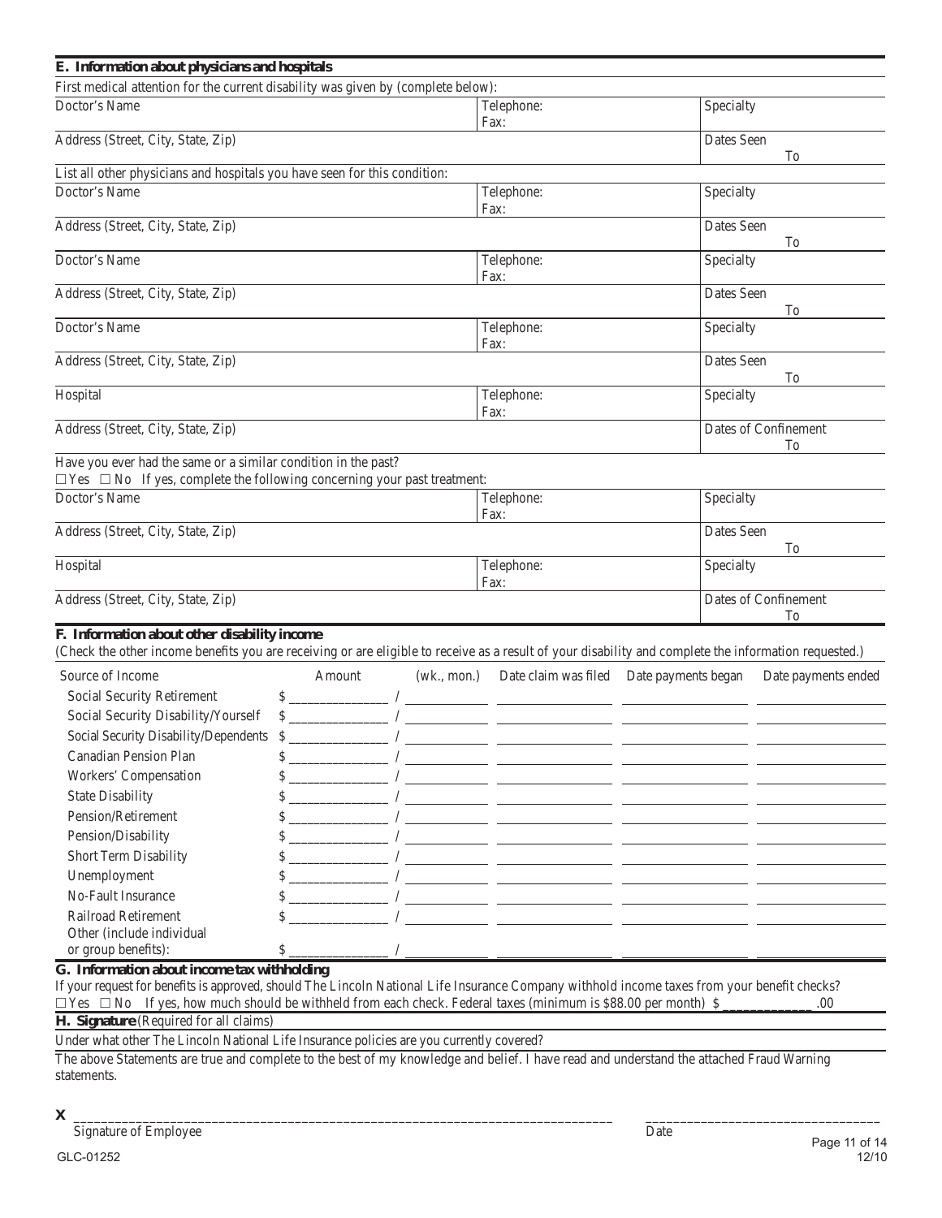## E. Information about physicians and hospitals

First medical attention for the current disability was given by (complete below):

| Doctor's Name | Telephone: Fax: | Specialty |
|---|---|---|
| Address (Street, City, State, Zip) | | Dates Seen To |

List all other physicians and hospitals you have seen for this condition:

| Doctor's Name | Telephone: Fax: | Specialty |
|---|---|---|
| Address (Street, City, State, Zip) | | Dates Seen To |
| Doctor's Name | Telephone: Fax: | Specialty |
| Address (Street, City, State, Zip) | | Dates Seen To |
| Doctor's Name | Telephone: Fax: | Specialty |
| Address (Street, City, State, Zip) | | Dates Seen To |
| Hospital | Telephone: Fax: | Specialty |
| Address (Street, City, State, Zip) | | Dates of Confinement To |

Have you ever had the same or a similar condition in the past?

☐ Yes ☐ No If yes, complete the following concerning your past treatment:

| Doctor's Name | Telephone: Fax: | Specialty |
|---|---|---|
| Address (Street, City, State, Zip) | | Dates Seen To |
| Hospital | Telephone: Fax: | Specialty |
| Address (Street, City, State, Zip) | | Dates of Confinement To |

## F. Information about other disability income

(Check the other income benefits you are receiving or are eligible to receive as a result of your disability and complete the information requested.)

| Source of Income | Amount | (wk., mon.) | Date claim was filed | Date payments began | Date payments ended |
|---|---|---|---|---|---|
| Social Security Retirement | $ | / | | | |
| Social Security Disability/Yourself | $ | / | | | |
| Social Security Disability/Dependents | $ | / | | | |
| Canadian Pension Plan | $ | / | | | |
| Workers' Compensation | $ | / | | | |
| State Disability | $ | / | | | |
| Pension/Retirement | $ | / | | | |
| Pension/Disability | $ | / | | | |
| Short Term Disability | $ | / | | | |
| Unemployment | $ | / | | | |
| No-Fault Insurance | $ | / | | | |
| Railroad Retirement | $ | / | | | |
| Other (include individual or group benefits): | $ | / | | | |

## G. Information about income tax withholding

If your request for benefits is approved, should The Lincoln National Life Insurance Company withhold income taxes from your benefit checks?

☐ Yes ☐ No If yes, how much should be withheld from each check. Federal taxes (minimum is $88.00 per month) $ ____________ .00

## H. Signature (Required for all claims)

Under what other The Lincoln National Life Insurance policies are you currently covered?

The above Statements are true and complete to the best of my knowledge and belief. I have read and understand the attached Fraud Warning statements.

**X** ________________________________________ ____________________

Signature of Employee Date

GLC-01252 12/10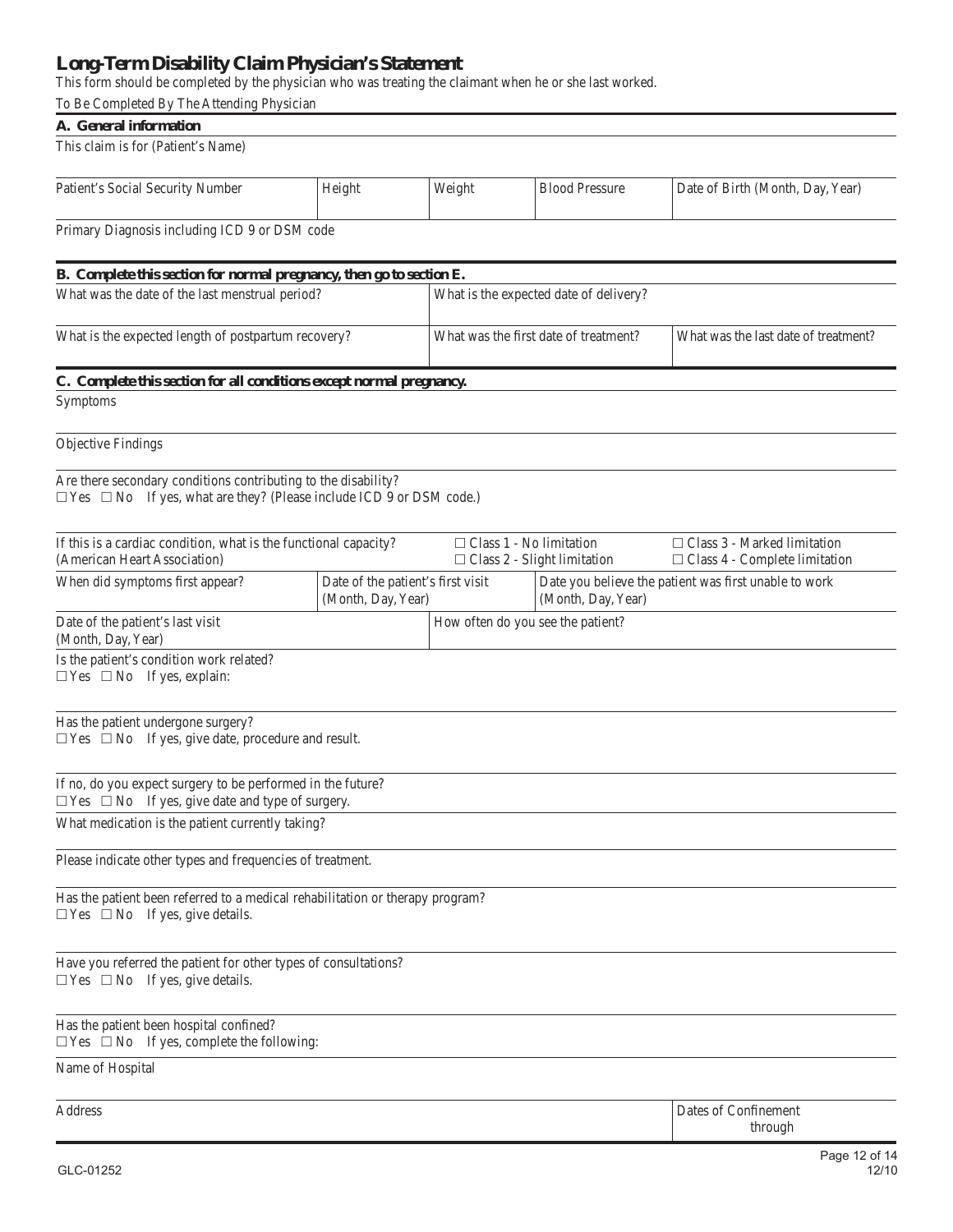## Long-Term Disability Claim Physician's Statement

This form should be completed by the physician who was treating the claimant when he or she last worked.

To Be Completed By The Attending Physician

### A. General information

This claim is for (Patient's Name)

| Patient's Social Security Number | Height | Weight | Blood Pressure | Date of Birth (Month, Day, Year) |
|---|---|---|---|---|
| | | | | |

Primary Diagnosis including ICD 9 or DSM code

### B. Complete this section for normal pregnancy, then go to section E.

| What was the date of the last menstrual period? | What is the expected date of delivery? | |
|---|---|---|
| **What is the expected length of postpartum recovery?** | **What was the first date of treatment?** | **What was the last date of treatment?** |

### C. Complete this section for all conditions except normal pregnancy.

Symptoms

Objective Findings

Are there secondary conditions contributing to the disability?
☐ Yes ☐ No If yes, what are they? (Please include ICD 9 or DSM code.)

If this is a cardiac condition, what is the functional capacity? (American Heart Association)
☐ Class 1 - No limitation
☐ Class 2 - Slight limitation
☐ Class 3 - Marked limitation
☐ Class 4 - Complete limitation

| When did symptoms first appear? | Date of the patient's first visit (Month, Day, Year) | Date you believe the patient was first unable to work (Month, Day, Year) |
|---|---|---|
| | | |

| Date of the patient's last visit (Month, Day, Year) | How often do you see the patient? |
|---|---|
| | |

Is the patient's condition work related?
☐ Yes ☐ No If yes, explain:

Has the patient undergone surgery?
☐ Yes ☐ No If yes, give date, procedure and result.

If no, do you expect surgery to be performed in the future?
☐ Yes ☐ No If yes, give date and type of surgery.

What medication is the patient currently taking?

Please indicate other types and frequencies of treatment.

Has the patient been referred to a medical rehabilitation or therapy program?
☐ Yes ☐ No If yes, give details.

Have you referred the patient for other types of consultations?
☐ Yes ☐ No If yes, give details.

Has the patient been hospital confined?
☐ Yes ☐ No If yes, complete the following:

Name of Hospital

| Address | Dates of Confinement through |
|---|---|
| | |

GLC-01252 12/10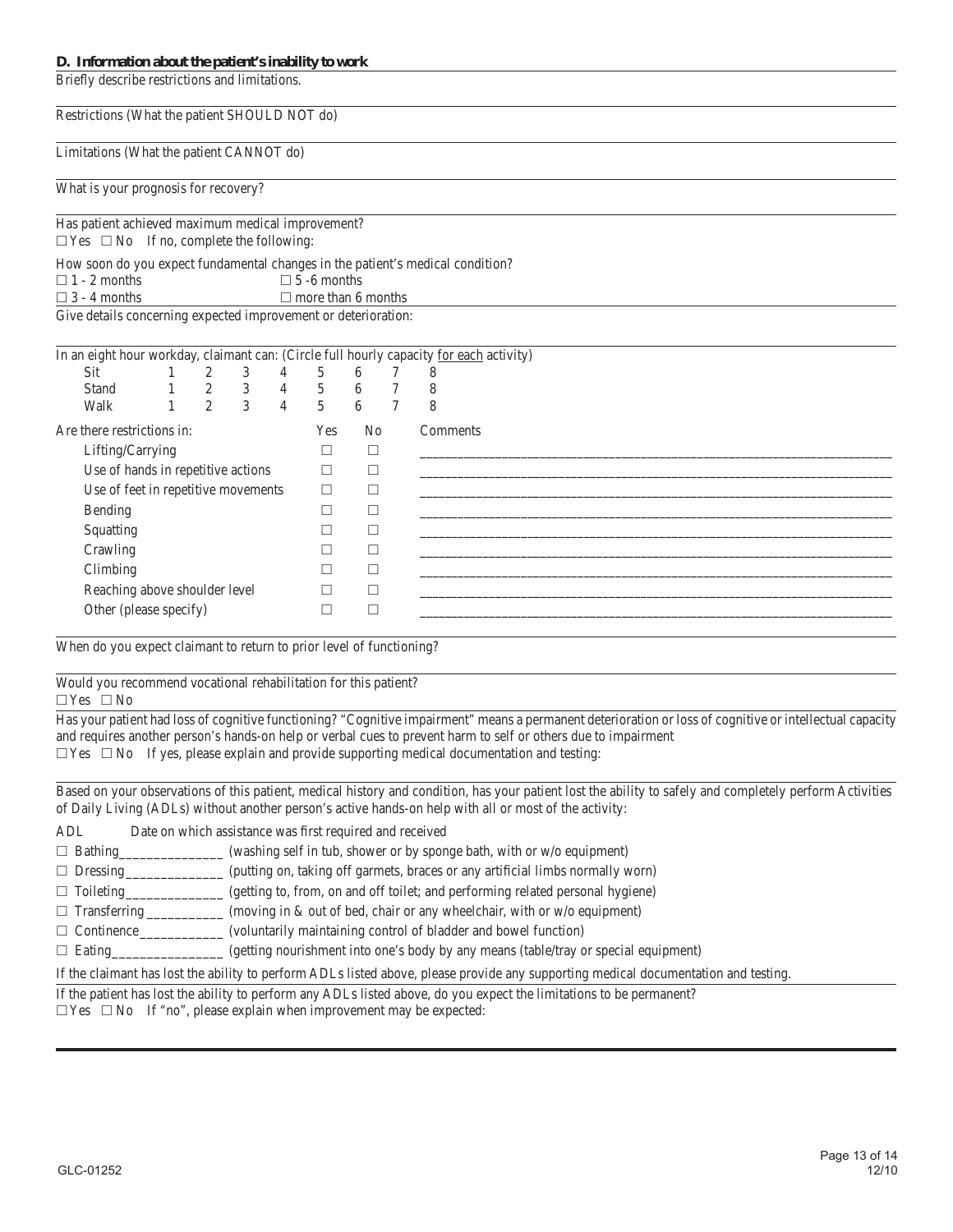**D. Information about the patient's inability to work**

Briefly describe restrictions and limitations.

Restrictions (What the patient SHOULD NOT do)

Limitations (What the patient CANNOT do)

What is your prognosis for recovery?

Has patient achieved maximum medical improvement?
☐ Yes ☐ No If no, complete the following:

How soon do you expect fundamental changes in the patient's medical condition?

☐ 1 - 2 months ☐ 5 -6 months
☐ 3 - 4 months ☐ more than 6 months

Give details concerning expected improvement or deterioration:

In an eight hour workday, claimant can: (Circle full hourly capacity for each activity)

| | | | | | | | | |
|---|---|---|---|---|---|---|---|---|
| Sit | 1 | 2 | 3 | 4 | 5 | 6 | 7 | 8 |
| Stand | 1 | 2 | 3 | 4 | 5 | 6 | 7 | 8 |
| Walk | 1 | 2 | 3 | 4 | 5 | 6 | 7 | 8 |

| Are there restrictions in: | Yes | No | Comments |
|---|---|---|---|
| Lifting/Carrying | ☐ | ☐ | ________________ |
| Use of hands in repetitive actions | ☐ | ☐ | ________________ |
| Use of feet in repetitive movements | ☐ | ☐ | ________________ |
| Bending | ☐ | ☐ | ________________ |
| Squatting | ☐ | ☐ | ________________ |
| Crawling | ☐ | ☐ | ________________ |
| Climbing | ☐ | ☐ | ________________ |
| Reaching above shoulder level | ☐ | ☐ | ________________ |
| Other (please specify) | ☐ | ☐ | ________________ |

When do you expect claimant to return to prior level of functioning?

Would you recommend vocational rehabilitation for this patient?
☐ Yes ☐ No

Has your patient had loss of cognitive functioning? "Cognitive impairment" means a permanent deterioration or loss of cognitive or intellectual capacity and requires another person's hands-on help or verbal cues to prevent harm to self or others due to impairment
☐ Yes ☐ No If yes, please explain and provide supporting medical documentation and testing:

Based on your observations of this patient, medical history and condition, has your patient lost the ability to safely and completely perform Activities of Daily Living (ADLs) without another person's active hands-on help with all or most of the activity:

ADL Date on which assistance was first required and received

☐ Bathing_______________ (washing self in tub, shower or by sponge bath, with or w/o equipment)
☐ Dressing______________ (putting on, taking off garmets, braces or any artificial limbs normally worn)
☐ Toileting______________ (getting to, from, on and off toilet; and performing related personal hygiene)
☐ Transferring ___________ (moving in & out of bed, chair or any wheelchair, with or w/o equipment)
☐ Continence____________ (voluntarily maintaining control of bladder and bowel function)
☐ Eating________________ (getting nourishment into one's body by any means (table/tray or special equipment)

If the claimant has lost the ability to perform ADLs listed above, please provide any supporting medical documentation and testing.

If the patient has lost the ability to perform any ADLs listed above, do you expect the limitations to be permanent?
☐ Yes ☐ No If "no", please explain when improvement may be expected:

GLC-01252 12/10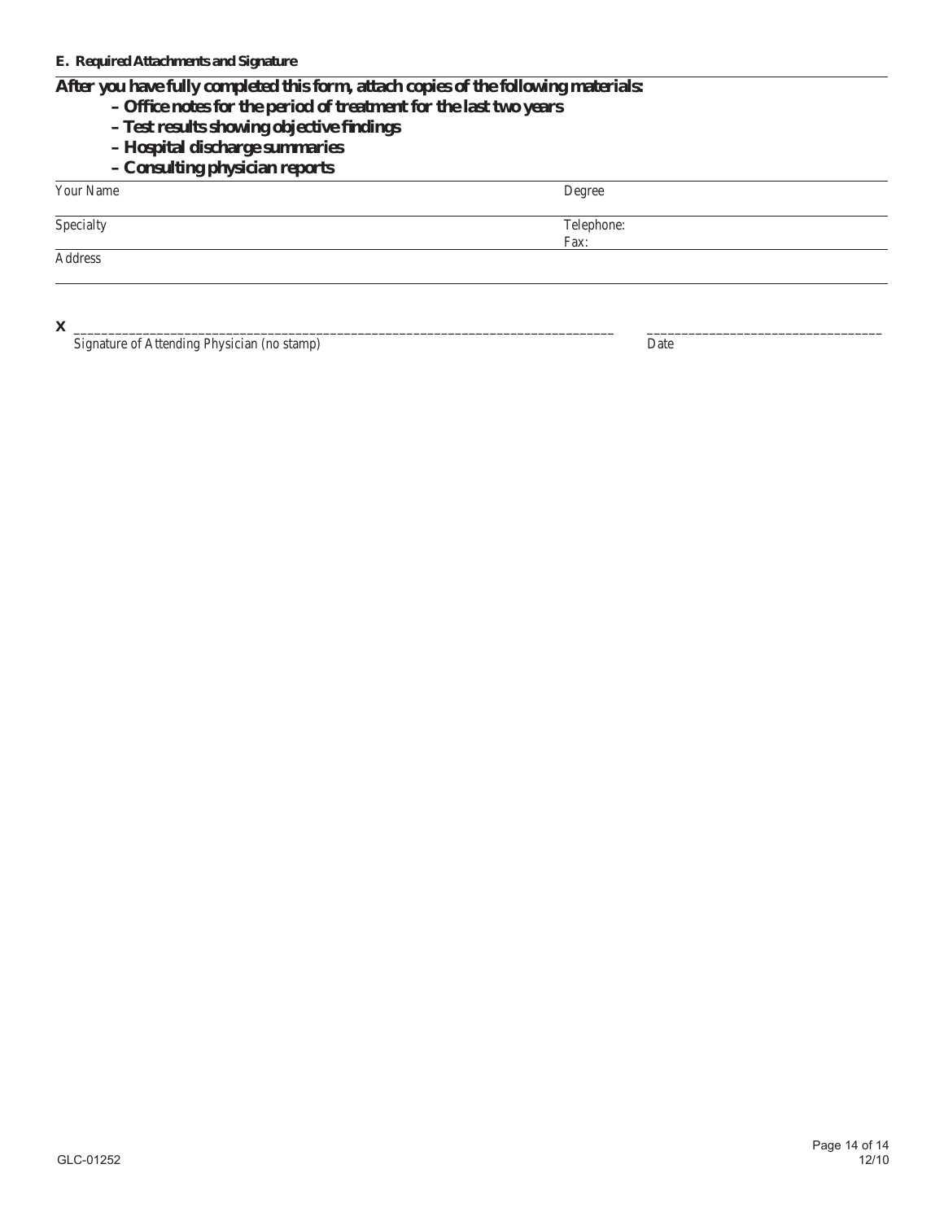**E. Required Attachments and Signature**

**After you have fully completed this form, attach copies of the following materials:**

- **Office notes for the period of treatment for the last two years**
- **Test results showing objective findings**
- **Hospital discharge summaries**
- **Consulting physician reports**

| | |
|---|---|
| Your Name | Degree |
| Specialty | Telephone: <br> Fax: |
| Address | |

X ______________________________________________ ______________________

Signature of Attending Physician (no stamp) Date

GLC-01252

12/10